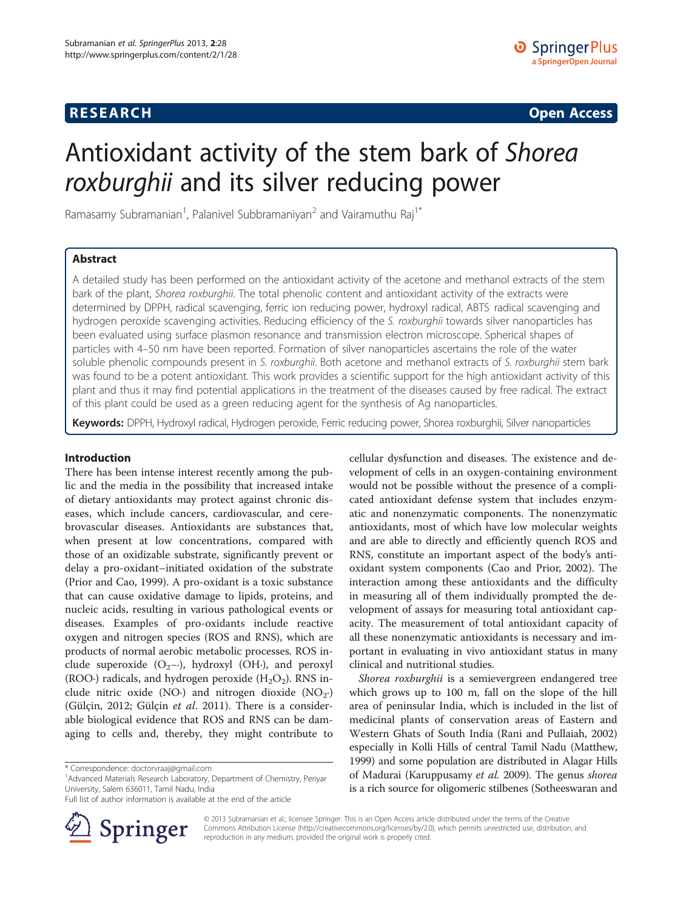**RESEARCH** **Open Access**

# Antioxidant activity of the stem bark of *Shorea roxburghii* and its silver reducing power

Ramasamy Subramanian[1], Palanivel Subbramaniyan[2] and Vairamuthu Raj[1*]

## Abstract

A detailed study has been performed on the antioxidant activity of the acetone and methanol extracts of the stem bark of the plant, *Shorea roxburghii*. The total phenolic content and antioxidant activity of the extracts were determined by DPPH, radical scavenging, ferric ion reducing power, hydroxyl radical, ABTS- radical scavenging and hydrogen peroxide scavenging activities. Reducing efficiency of the *S. roxburghii* towards silver nanoparticles has been evaluated using surface plasmon resonance and transmission electron microscope. Spherical shapes of particles with 4–50 nm have been reported. Formation of silver nanoparticles ascertains the role of the water soluble phenolic compounds present in *S. roxburghii*. Both acetone and methanol extracts of *S. roxburghii* stem bark was found to be a potent antioxidant. This work provides a scientific support for the high antioxidant activity of this plant and thus it may find potential applications in the treatment of the diseases caused by free radical. The extract of this plant could be used as a green reducing agent for the synthesis of Ag nanoparticles.

**Keywords:** DPPH, Hydroxyl radical, Hydrogen peroxide, Ferric reducing power, Shorea roxburghii, Silver nanoparticles

## Introduction

There has been intense interest recently among the public and the media in the possibility that increased intake of dietary antioxidants may protect against chronic diseases, which include cancers, cardiovascular, and cerebrovascular diseases. Antioxidants are substances that, when present at low concentrations, compared with those of an oxidizable substrate, significantly prevent or delay a pro-oxidant–initiated oxidation of the substrate (Prior and Cao, 1999). A pro-oxidant is a toxic substance that can cause oxidative damage to lipids, proteins, and nucleic acids, resulting in various pathological events or diseases. Examples of pro-oxidants include reactive oxygen and nitrogen species (ROS and RNS), which are products of normal aerobic metabolic processes. ROS include superoxide ($O_2$–·), hydroxyl (OH·), and peroxyl (ROO·) radicals, and hydrogen peroxide ($H_2O_2$). RNS include nitric oxide (NO·) and nitrogen dioxide ($NO_2$·) (Gülçin, 2012; Gülçin *et al*. 2011). There is a considerable biological evidence that ROS and RNS can be damaging to cells and, thereby, they might contribute to cellular dysfunction and diseases. The existence and development of cells in an oxygen-containing environment would not be possible without the presence of a complicated antioxidant defense system that includes enzymatic and nonenzymatic components. The nonenzymatic antioxidants, most of which have low molecular weights and are able to directly and efficiently quench ROS and RNS, constitute an important aspect of the body's antioxidant system components (Cao and Prior, 2002). The interaction among these antioxidants and the difficulty in measuring all of them individually prompted the development of assays for measuring total antioxidant capacity. The measurement of total antioxidant capacity of all these nonenzymatic antioxidants is necessary and important in evaluating in vivo antioxidant status in many clinical and nutritional studies.

*Shorea roxburghii* is a semievergreen endangered tree which grows up to 100 m, fall on the slope of the hill area of peninsular India, which is included in the list of medicinal plants of conservation areas of Eastern and Western Ghats of South India (Rani and Pullaiah, 2002) especially in Kolli Hills of central Tamil Nadu (Matthew, 1999) and some population are distributed in Alagar Hills of Madurai (Karuppusamy *et al.* 2009). The genus *shorea* is a rich source for oligomeric stilbenes (Sotheeswaran and

\* Correspondence: doctorvraaj@gmail.com
[1]Advanced Materials Research Laboratory, Department of Chemistry, Periyar University, Salem 636011, Tamil Nadu, India
Full list of author information is available at the end of the article

© 2013 Subramanian et al.; licensee Springer. This is an Open Access article distributed under the terms of the Creative Commons Attribution License (http://creativecommons.org/licenses/by/2.0), which permits unrestricted use, distribution, and reproduction in any medium, provided the original work is properly cited.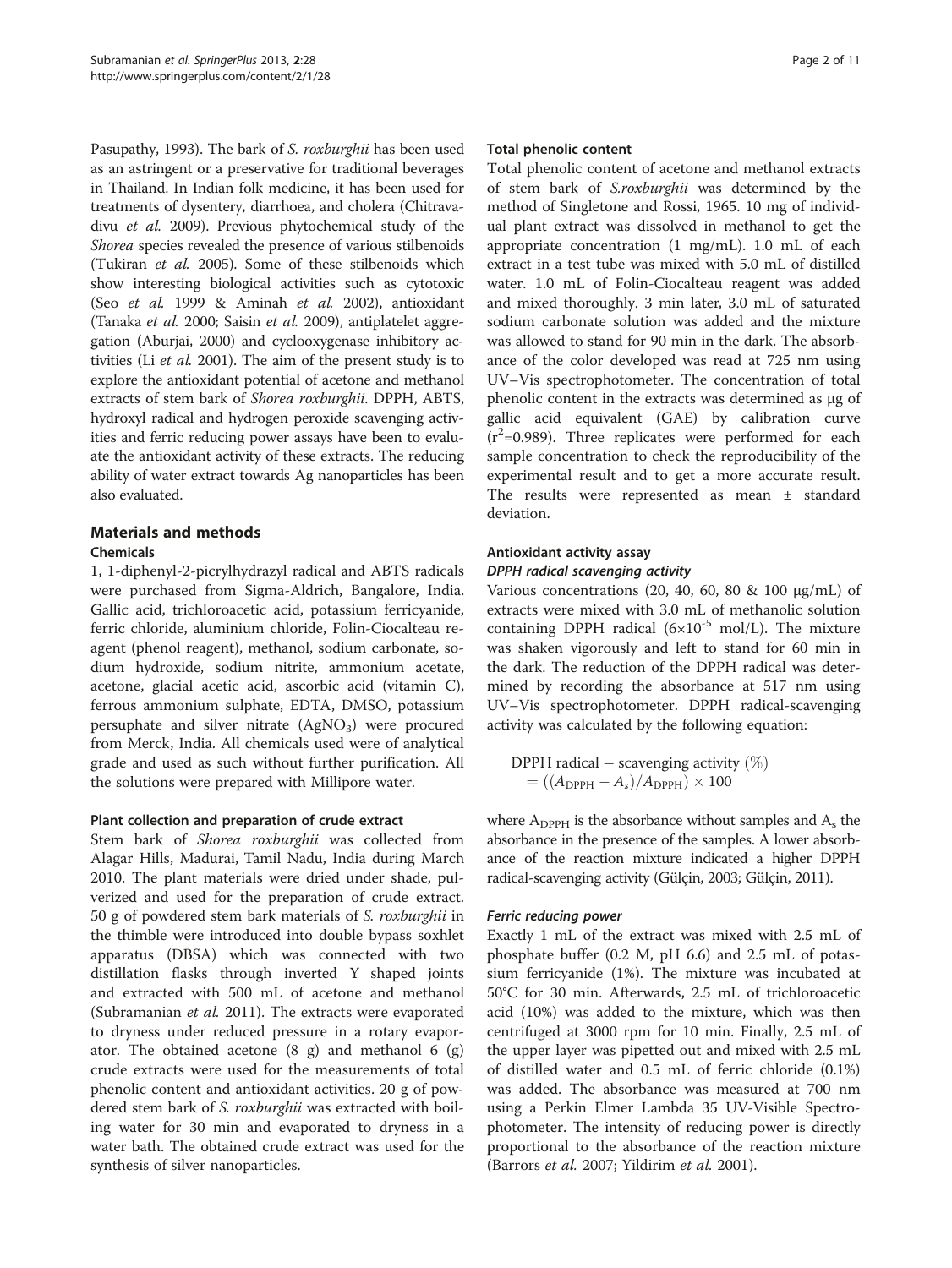Pasupathy, 1993). The bark of *S. roxburghii* has been used as an astringent or a preservative for traditional beverages in Thailand. In Indian folk medicine, it has been used for treatments of dysentery, diarrhoea, and cholera (Chitravadivu *et al.* 2009). Previous phytochemical study of the *Shorea* species revealed the presence of various stilbenoids (Tukiran *et al.* 2005). Some of these stilbenoids which show interesting biological activities such as cytotoxic (Seo *et al.* 1999 & Aminah *et al.* 2002), antioxidant (Tanaka *et al.* 2000; Saisin *et al.* 2009), antiplatelet aggregation (Aburjai, 2000) and cyclooxygenase inhibitory activities (Li *et al.* 2001). The aim of the present study is to explore the antioxidant potential of acetone and methanol extracts of stem bark of *Shorea roxburghii*. DPPH, ABTS, hydroxyl radical and hydrogen peroxide scavenging activities and ferric reducing power assays have been to evaluate the antioxidant activity of these extracts. The reducing ability of water extract towards Ag nanoparticles has been also evaluated.

## Materials and methods

### Chemicals

1, 1-diphenyl-2-picrylhydrazyl radical and ABTS radicals were purchased from Sigma-Aldrich, Bangalore, India. Gallic acid, trichloroacetic acid, potassium ferricyanide, ferric chloride, aluminium chloride, Folin-Ciocalteau reagent (phenol reagent), methanol, sodium carbonate, sodium hydroxide, sodium nitrite, ammonium acetate, acetone, glacial acetic acid, ascorbic acid (vitamin C), ferrous ammonium sulphate, EDTA, DMSO, potassium persuphate and silver nitrate ($AgNO_3$) were procured from Merck, India. All chemicals used were of analytical grade and used as such without further purification. All the solutions were prepared with Millipore water.

### Plant collection and preparation of crude extract

Stem bark of *Shorea roxburghii* was collected from Alagar Hills, Madurai, Tamil Nadu, India during March 2010. The plant materials were dried under shade, pulverized and used for the preparation of crude extract. 50 g of powdered stem bark materials of *S. roxburghii* in the thimble were introduced into double bypass soxhlet apparatus (DBSA) which was connected with two distillation flasks through inverted Y shaped joints and extracted with 500 mL of acetone and methanol (Subramanian *et al.* 2011). The extracts were evaporated to dryness under reduced pressure in a rotary evaporator. The obtained acetone (8 g) and methanol 6 (g) crude extracts were used for the measurements of total phenolic content and antioxidant activities. 20 g of powdered stem bark of *S. roxburghii* was extracted with boiling water for 30 min and evaporated to dryness in a water bath. The obtained crude extract was used for the synthesis of silver nanoparticles.

### Total phenolic content

Total phenolic content of acetone and methanol extracts of stem bark of *S.roxburghii* was determined by the method of Singletone and Rossi, 1965. 10 mg of individual plant extract was dissolved in methanol to get the appropriate concentration (1 mg/mL). 1.0 mL of each extract in a test tube was mixed with 5.0 mL of distilled water. 1.0 mL of Folin-Ciocalteau reagent was added and mixed thoroughly. 3 min later, 3.0 mL of saturated sodium carbonate solution was added and the mixture was allowed to stand for 90 min in the dark. The absorbance of the color developed was read at 725 nm using UV–Vis spectrophotometer. The concentration of total phenolic content in the extracts was determined as μg of gallic acid equivalent (GAE) by calibration curve ($r^2$=0.989). Three replicates were performed for each sample concentration to check the reproducibility of the experimental result and to get a more accurate result. The results were represented as mean ± standard deviation.

### Antioxidant activity assay

#### *DPPH radical scavenging activity*

Various concentrations (20, 40, 60, 80 & 100 μg/mL) of extracts were mixed with 3.0 mL of methanolic solution containing DPPH radical ($6{\times}10^{-5}$ mol/L). The mixture was shaken vigorously and left to stand for 60 min in the dark. The reduction of the DPPH radical was determined by recording the absorbance at 517 nm using UV–Vis spectrophotometer. DPPH radical-scavenging activity was calculated by the following equation:

$$\text{DPPH radical} - \text{scavenging activity}\ (\%) = ((A_{\text{DPPH}} - A_s)/A_{\text{DPPH}}) \times 100$$

where $A_{DPPH}$ is the absorbance without samples and $A_s$ the absorbance in the presence of the samples. A lower absorbance of the reaction mixture indicated a higher DPPH radical-scavenging activity (Gülçin, 2003; Gülçin, 2011).

#### *Ferric reducing power*

Exactly 1 mL of the extract was mixed with 2.5 mL of phosphate buffer (0.2 M, pH 6.6) and 2.5 mL of potassium ferricyanide (1%). The mixture was incubated at 50°C for 30 min. Afterwards, 2.5 mL of trichloroacetic acid (10%) was added to the mixture, which was then centrifuged at 3000 rpm for 10 min. Finally, 2.5 mL of the upper layer was pipetted out and mixed with 2.5 mL of distilled water and 0.5 mL of ferric chloride (0.1%) was added. The absorbance was measured at 700 nm using a Perkin Elmer Lambda 35 UV-Visible Spectrophotometer. The intensity of reducing power is directly proportional to the absorbance of the reaction mixture (Barrors *et al.* 2007; Yildirim *et al.* 2001).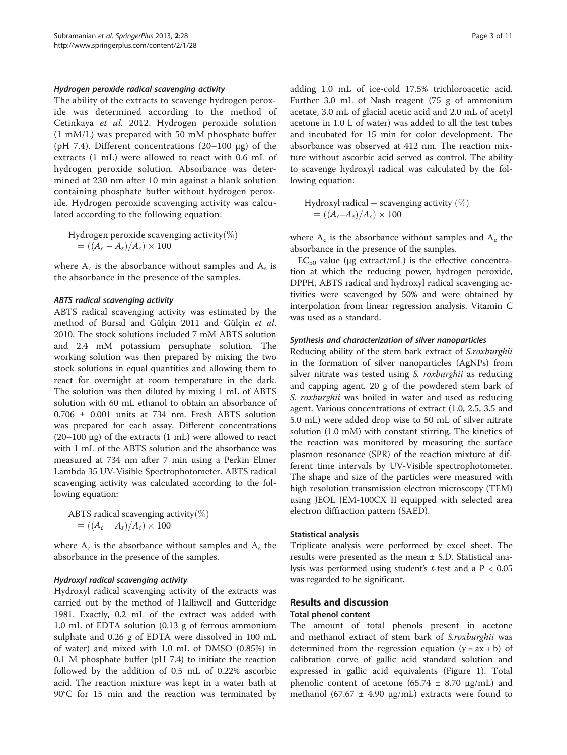#### Hydrogen peroxide radical scavenging activity

The ability of the extracts to scavenge hydrogen peroxide was determined according to the method of Cetinkaya *et al.* 2012. Hydrogen peroxide solution (1 mM/L) was prepared with 50 mM phosphate buffer (pH 7.4). Different concentrations (20–100 μg) of the extracts (1 mL) were allowed to react with 0.6 mL of hydrogen peroxide solution. Absorbance was determined at 230 nm after 10 min against a blank solution containing phosphate buffer without hydrogen peroxide. Hydrogen peroxide scavenging activity was calculated according to the following equation:

$$\text{Hydrogen peroxide scavenging activity}(\%) = ((A_c - A_s)/A_c) \times 100$$

where $A_c$ is the absorbance without samples and $A_s$ is the absorbance in the presence of the samples.

#### ABTS radical scavenging activity

ABTS radical scavenging activity was estimated by the method of Bursal and Gülçin 2011 and Gülçin *et al.* 2010. The stock solutions included 7 mM ABTS solution and 2.4 mM potassium persuphate solution. The working solution was then prepared by mixing the two stock solutions in equal quantities and allowing them to react for overnight at room temperature in the dark. The solution was then diluted by mixing 1 mL of ABTS solution with 60 mL ethanol to obtain an absorbance of 0.706 ± 0.001 units at 734 nm. Fresh ABTS solution was prepared for each assay. Different concentrations (20–100 μg) of the extracts (1 mL) were allowed to react with 1 mL of the ABTS solution and the absorbance was measured at 734 nm after 7 min using a Perkin Elmer Lambda 35 UV-Visible Spectrophotometer. ABTS radical scavenging activity was calculated according to the following equation:

$$\text{ABTS radical scavenging activity}(\%) = ((A_c - A_s)/A_c) \times 100$$

where $A_c$ is the absorbance without samples and $A_s$ the absorbance in the presence of the samples.

#### Hydroxyl radical scavenging activity

Hydroxyl radical scavenging activity of the extracts was carried out by the method of Halliwell and Gutteridge 1981. Exactly, 0.2 mL of the extract was added with 1.0 mL of EDTA solution (0.13 g of ferrous ammonium sulphate and 0.26 g of EDTA were dissolved in 100 mL of water) and mixed with 1.0 mL of DMSO (0.85%) in 0.1 M phosphate buffer (pH 7.4) to initiate the reaction followed by the addition of 0.5 mL of 0.22% ascorbic acid. The reaction mixture was kept in a water bath at 90°C for 15 min and the reaction was terminated by adding 1.0 mL of ice-cold 17.5% trichloroacetic acid. Further 3.0 mL of Nash reagent (75 g of ammonium acetate, 3.0 mL of glacial acetic acid and 2.0 mL of acetyl acetone in 1.0 L of water) was added to all the test tubes and incubated for 15 min for color development. The absorbance was observed at 412 nm. The reaction mixture without ascorbic acid served as control. The ability to scavenge hydroxyl radical was calculated by the following equation:

$$\text{Hydroxyl radical} - \text{scavenging activity}\ (\%) = ((A_c - A_e)/A_c) \times 100$$

where $A_c$ is the absorbance without samples and $A_e$ the absorbance in the presence of the samples.

$EC_{50}$ value (μg extract/mL) is the effective concentration at which the reducing power, hydrogen peroxide, DPPH, ABTS radical and hydroxyl radical scavenging activities were scavenged by 50% and were obtained by interpolation from linear regression analysis. Vitamin C was used as a standard.

#### Synthesis and characterization of silver nanoparticles

Reducing ability of the stem bark extract of *S.roxburghii* in the formation of silver nanoparticles (AgNPs) from silver nitrate was tested using *S. roxburghii* as reducing and capping agent. 20 g of the powdered stem bark of *S. roxburghii* was boiled in water and used as reducing agent. Various concentrations of extract (1.0, 2.5, 3.5 and 5.0 mL) were added drop wise to 50 mL of silver nitrate solution (1.0 mM) with constant stirring. The kinetics of the reaction was monitored by measuring the surface plasmon resonance (SPR) of the reaction mixture at different time intervals by UV-Visible spectrophotometer. The shape and size of the particles were measured with high resolution transmission electron microscopy (TEM) using JEOL JEM-100CX II equipped with selected area electron diffraction pattern (SAED).

### Statistical analysis

Triplicate analysis were performed by excel sheet. The results were presented as the mean ± S.D. Statistical analysis was performed using student's *t*-test and a $P < 0.05$ was regarded to be significant.

## Results and discussion

### Total phenol content

The amount of total phenols present in acetone and methanol extract of stem bark of *S.roxburghii* was determined from the regression equation ($y = ax + b$) of calibration curve of gallic acid standard solution and expressed in gallic acid equivalents (Figure 1). Total phenolic content of acetone (65.74 ± 8.70 μg/mL) and methanol (67.67 ± 4.90 μg/mL) extracts were found to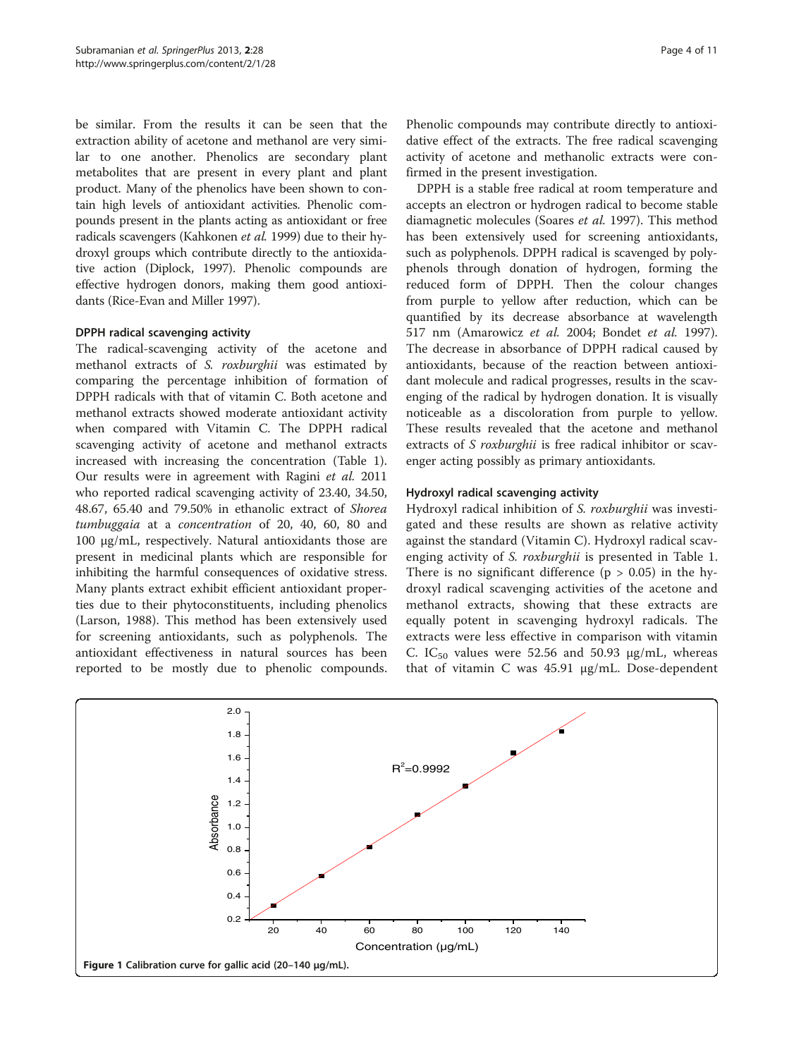be similar. From the results it can be seen that the extraction ability of acetone and methanol are very similar to one another. Phenolics are secondary plant metabolites that are present in every plant and plant product. Many of the phenolics have been shown to contain high levels of antioxidant activities. Phenolic compounds present in the plants acting as antioxidant or free radicals scavengers (Kahkonen *et al.* 1999) due to their hydroxyl groups which contribute directly to the antioxidative action (Diplock, 1997). Phenolic compounds are effective hydrogen donors, making them good antioxidants (Rice-Evan and Miller 1997).

### DPPH radical scavenging activity

The radical-scavenging activity of the acetone and methanol extracts of *S. roxburghii* was estimated by comparing the percentage inhibition of formation of DPPH radicals with that of vitamin C. Both acetone and methanol extracts showed moderate antioxidant activity when compared with Vitamin C. The DPPH radical scavenging activity of acetone and methanol extracts increased with increasing the concentration (Table 1). Our results were in agreement with Ragini *et al.* 2011 who reported radical scavenging activity of 23.40, 34.50, 48.67, 65.40 and 79.50% in ethanolic extract of *Shorea tumbuggaia* at a *concentration* of 20, 40, 60, 80 and 100 μg/mL, respectively. Natural antioxidants those are present in medicinal plants which are responsible for inhibiting the harmful consequences of oxidative stress. Many plants extract exhibit efficient antioxidant properties due to their phytoconstituents, including phenolics (Larson, 1988). This method has been extensively used for screening antioxidants, such as polyphenols. The antioxidant effectiveness in natural sources has been reported to be mostly due to phenolic compounds. Phenolic compounds may contribute directly to antioxidative effect of the extracts. The free radical scavenging activity of acetone and methanolic extracts were confirmed in the present investigation.

DPPH is a stable free radical at room temperature and accepts an electron or hydrogen radical to become stable diamagnetic molecules (Soares *et al.* 1997). This method has been extensively used for screening antioxidants, such as polyphenols. DPPH radical is scavenged by polyphenols through donation of hydrogen, forming the reduced form of DPPH. Then the colour changes from purple to yellow after reduction, which can be quantified by its decrease absorbance at wavelength 517 nm (Amarowicz *et al.* 2004; Bondet *et al.* 1997). The decrease in absorbance of DPPH radical caused by antioxidants, because of the reaction between antioxidant molecule and radical progresses, results in the scavenging of the radical by hydrogen donation. It is visually noticeable as a discoloration from purple to yellow. These results revealed that the acetone and methanol extracts of *S roxburghii* is free radical inhibitor or scavenger acting possibly as primary antioxidants.

### Hydroxyl radical scavenging activity

Hydroxyl radical inhibition of *S. roxburghii* was investigated and these results are shown as relative activity against the standard (Vitamin C). Hydroxyl radical scavenging activity of *S. roxburghii* is presented in Table 1. There is no significant difference ($p > 0.05$) in the hydroxyl radical scavenging activities of the acetone and methanol extracts, showing that these extracts are equally potent in scavenging hydroxyl radicals. The extracts were less effective in comparison with vitamin C. $IC_{50}$ values were 52.56 and 50.93 μg/mL, whereas that of vitamin C was 45.91 μg/mL. Dose-dependent

**Figure 1** Calibration curve for gallic acid (20–140 μg/mL).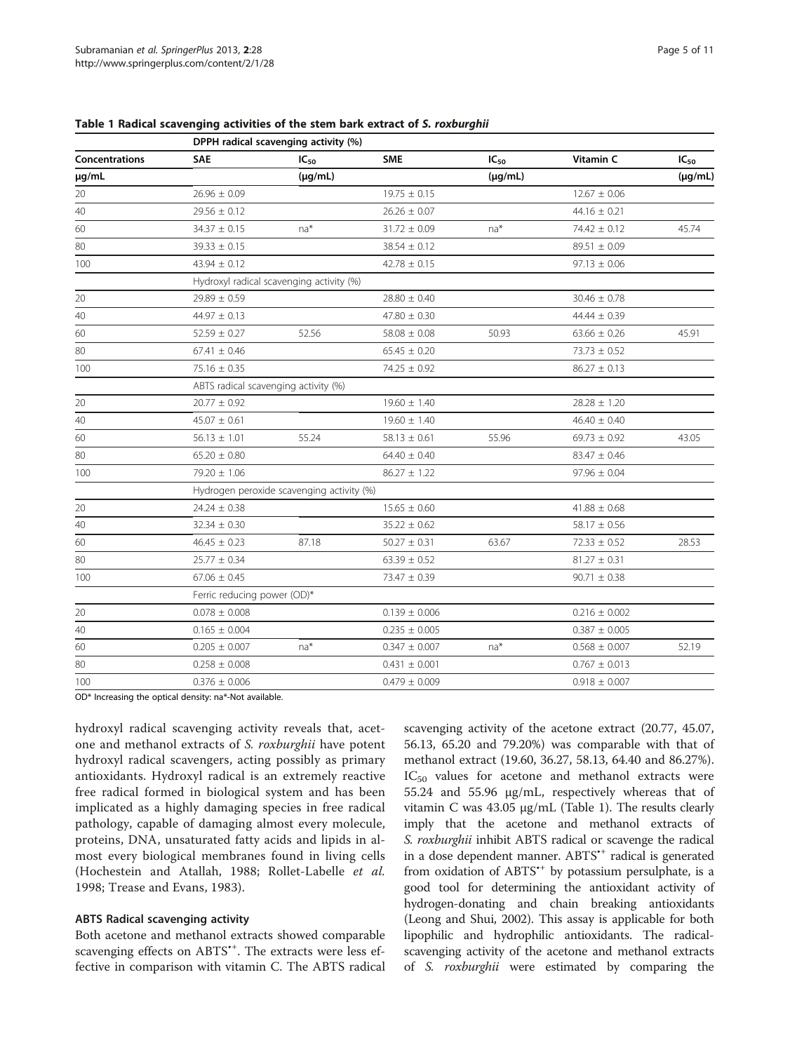**Table 1 Radical scavenging activities of the stem bark extract of *S. roxburghii***

| | DPPH radical scavenging activity (%) | | | | | |
|---|---|---|---|---|---|---|
| **Concentrations** | **SAE** | **$IC_{50}$** | **SME** | **$IC_{50}$** | **Vitamin C** | **$IC_{50}$** |
| **μg/mL** | | **(μg/mL)** | | **(μg/mL)** | | **(μg/mL)** |
| 20 | 26.96 ± 0.09 | | 19.75 ± 0.15 | | 12.67 ± 0.06 | |
| 40 | 29.56 ± 0.12 | | 26.26 ± 0.07 | | 44.16 ± 0.21 | |
| 60 | 34.37 ± 0.15 | na* | 31.72 ± 0.09 | na* | 74.42 ± 0.12 | 45.74 |
| 80 | 39.33 ± 0.15 | | 38.54 ± 0.12 | | 89.51 ± 0.09 | |
| 100 | 43.94 ± 0.12 | | 42.78 ± 0.15 | | 97.13 ± 0.06 | |
| | Hydroxyl radical scavenging activity (%) | | | | | |
| 20 | 29.89 ± 0.59 | | 28.80 ± 0.40 | | 30.46 ± 0.78 | |
| 40 | 44.97 ± 0.13 | | 47.80 ± 0.30 | | 44.44 ± 0.39 | |
| 60 | 52.59 ± 0.27 | 52.56 | 58.08 ± 0.08 | 50.93 | 63.66 ± 0.26 | 45.91 |
| 80 | 67.41 ± 0.46 | | 65.45 ± 0.20 | | 73.73 ± 0.52 | |
| 100 | 75.16 ± 0.35 | | 74.25 ± 0.92 | | 86.27 ± 0.13 | |
| | ABTS radical scavenging activity (%) | | | | | |
| 20 | 20.77 ± 0.92 | | 19.60 ± 1.40 | | 28.28 ± 1.20 | |
| 40 | 45.07 ± 0.61 | | 19.60 ± 1.40 | | 46.40 ± 0.40 | |
| 60 | 56.13 ± 1.01 | 55.24 | 58.13 ± 0.61 | 55.96 | 69.73 ± 0.92 | 43.05 |
| 80 | 65.20 ± 0.80 | | 64.40 ± 0.40 | | 83.47 ± 0.46 | |
| 100 | 79.20 ± 1.06 | | 86.27 ± 1.22 | | 97.96 ± 0.04 | |
| | Hydrogen peroxide scavenging activity (%) | | | | | |
| 20 | 24.24 ± 0.38 | | 15.65 ± 0.60 | | 41.88 ± 0.68 | |
| 40 | 32.34 ± 0.30 | | 35.22 ± 0.62 | | 58.17 ± 0.56 | |
| 60 | 46.45 ± 0.23 | 87.18 | 50.27 ± 0.31 | 63.67 | 72.33 ± 0.52 | 28.53 |
| 80 | 25.77 ± 0.34 | | 63.39 ± 0.52 | | 81.27 ± 0.31 | |
| 100 | 67.06 ± 0.45 | | 73.47 ± 0.39 | | 90.71 ± 0.38 | |
| | Ferric reducing power (OD)* | | | | | |
| 20 | 0.078 ± 0.008 | | 0.139 ± 0.006 | | 0.216 ± 0.002 | |
| 40 | 0.165 ± 0.004 | | 0.235 ± 0.005 | | 0.387 ± 0.005 | |
| 60 | 0.205 ± 0.007 | na* | 0.347 ± 0.007 | na* | 0.568 ± 0.007 | 52.19 |
| 80 | 0.258 ± 0.008 | | 0.431 ± 0.001 | | 0.767 ± 0.013 | |
| 100 | 0.376 ± 0.006 | | 0.479 ± 0.009 | | 0.918 ± 0.007 | |

OD* Increasing the optical density: na*-Not available.

hydroxyl radical scavenging activity reveals that, acetone and methanol extracts of *S. roxburghii* have potent hydroxyl radical scavengers, acting possibly as primary antioxidants. Hydroxyl radical is an extremely reactive free radical formed in biological system and has been implicated as a highly damaging species in free radical pathology, capable of damaging almost every molecule, proteins, DNA, unsaturated fatty acids and lipids in almost every biological membranes found in living cells (Hochestein and Atallah, 1988; Rollet-Labelle *et al.* 1998; Trease and Evans, 1983).

### ABTS Radical scavenging activity

Both acetone and methanol extracts showed comparable scavenging effects on $ABTS^{•+}$. The extracts were less effective in comparison with vitamin C. The ABTS radical scavenging activity of the acetone extract (20.77, 45.07, 56.13, 65.20 and 79.20%) was comparable with that of methanol extract (19.60, 36.27, 58.13, 64.40 and 86.27%). $IC_{50}$ values for acetone and methanol extracts were 55.24 and 55.96 μg/mL, respectively whereas that of vitamin C was 43.05 μg/mL (Table 1). The results clearly imply that the acetone and methanol extracts of *S. roxburghii* inhibit ABTS radical or scavenge the radical in a dose dependent manner. $ABTS^{•+}$ radical is generated from oxidation of $ABTS^{•+}$ by potassium persulphate, is a good tool for determining the antioxidant activity of hydrogen-donating and chain breaking antioxidants (Leong and Shui, 2002). This assay is applicable for both lipophilic and hydrophilic antioxidants. The radical-scavenging activity of the acetone and methanol extracts of *S. roxburghii* were estimated by comparing the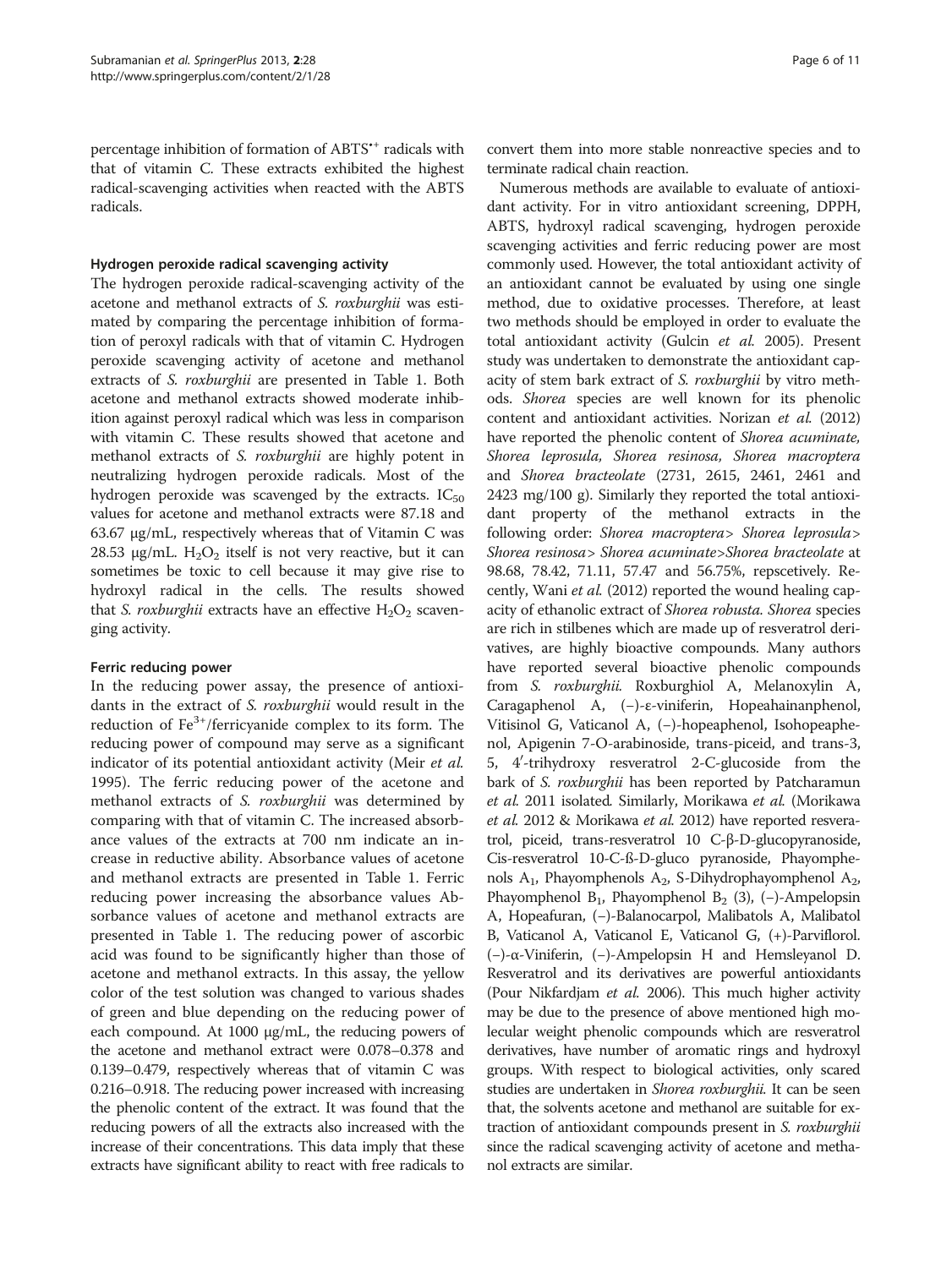percentage inhibition of formation of $ABTS^{\bullet+}$ radicals with that of vitamin C. These extracts exhibited the highest radical-scavenging activities when reacted with the ABTS radicals.

#### Hydrogen peroxide radical scavenging activity

The hydrogen peroxide radical-scavenging activity of the acetone and methanol extracts of *S. roxburghii* was estimated by comparing the percentage inhibition of formation of peroxyl radicals with that of vitamin C. Hydrogen peroxide scavenging activity of acetone and methanol extracts of *S. roxburghii* are presented in Table 1. Both acetone and methanol extracts showed moderate inhibition against peroxyl radical which was less in comparison with vitamin C. These results showed that acetone and methanol extracts of *S. roxburghii* are highly potent in neutralizing hydrogen peroxide radicals. Most of the hydrogen peroxide was scavenged by the extracts. $IC_{50}$ values for acetone and methanol extracts were 87.18 and 63.67 μg/mL, respectively whereas that of Vitamin C was 28.53 μg/mL. $H_2O_2$ itself is not very reactive, but it can sometimes be toxic to cell because it may give rise to hydroxyl radical in the cells. The results showed that *S. roxburghii* extracts have an effective $H_2O_2$ scavenging activity.

#### Ferric reducing power

In the reducing power assay, the presence of antioxidants in the extract of *S. roxburghii* would result in the reduction of $Fe^{3+}$/ferricyanide complex to its form. The reducing power of compound may serve as a significant indicator of its potential antioxidant activity (Meir *et al.* 1995). The ferric reducing power of the acetone and methanol extracts of *S. roxburghii* was determined by comparing with that of vitamin C. The increased absorbance values of the extracts at 700 nm indicate an increase in reductive ability. Absorbance values of acetone and methanol extracts are presented in Table 1. Ferric reducing power increasing the absorbance values Absorbance values of acetone and methanol extracts are presented in Table 1. The reducing power of ascorbic acid was found to be significantly higher than those of acetone and methanol extracts. In this assay, the yellow color of the test solution was changed to various shades of green and blue depending on the reducing power of each compound. At 1000 μg/mL, the reducing powers of the acetone and methanol extract were 0.078–0.378 and 0.139–0.479, respectively whereas that of vitamin C was 0.216–0.918. The reducing power increased with increasing the phenolic content of the extract. It was found that the reducing powers of all the extracts also increased with the increase of their concentrations. This data imply that these extracts have significant ability to react with free radicals to convert them into more stable nonreactive species and to terminate radical chain reaction.

Numerous methods are available to evaluate of antioxidant activity. For in vitro antioxidant screening, DPPH, ABTS, hydroxyl radical scavenging, hydrogen peroxide scavenging activities and ferric reducing power are most commonly used. However, the total antioxidant activity of an antioxidant cannot be evaluated by using one single method, due to oxidative processes. Therefore, at least two methods should be employed in order to evaluate the total antioxidant activity (Gulcin *et al.* 2005). Present study was undertaken to demonstrate the antioxidant capacity of stem bark extract of *S. roxburghii* by vitro methods. *Shorea* species are well known for its phenolic content and antioxidant activities. Norizan *et al.* (2012) have reported the phenolic content of *Shorea acuminate, Shorea leprosula, Shorea resinosa, Shorea macroptera* and *Shorea bracteolate* (2731, 2615, 2461, 2461 and 2423 mg/100 g). Similarly they reported the total antioxidant property of the methanol extracts in the following order: *Shorea macroptera*> *Shorea leprosula*> *Shorea resinosa*> *Shorea acuminate*>*Shorea bracteolate* at 98.68, 78.42, 71.11, 57.47 and 56.75%, repscetively. Recently, Wani *et al.* (2012) reported the wound healing capacity of ethanolic extract of *Shorea robusta*. *Shorea* species are rich in stilbenes which are made up of resveratrol derivatives, are highly bioactive compounds. Many authors have reported several bioactive phenolic compounds from *S. roxburghii.* Roxburghiol A, Melanoxylin A, Caragaphenol A, (−)-ε-viniferin, Hopeahainanphenol, Vitisinol G, Vaticanol A, (−)-hopeaphenol, Isohopeaphenol, Apigenin 7-O-arabinoside, trans-piceid, and trans-3, 5, 4′-trihydroxy resveratrol 2-C-glucoside from the bark of *S. roxburghii* has been reported by Patcharamun *et al.* 2011 isolated*.* Similarly, Morikawa *et al.* (Morikawa *et al.* 2012 & Morikawa *et al.* 2012) have reported resveratrol, piceid, trans-resveratrol 10 C-β-D-glucopyranoside, Cis-resveratrol 10-C-ß-D-gluco pyranoside, Phayomphenols $A_1$, Phayomphenols $A_2$, S-Dihydrophayomphenol $A_2$, Phayomphenol $B_1$, Phayomphenol $B_2$ (3), (−)-Ampelopsin A, Hopeafuran, (−)-Balanocarpol, Malibatols A, Malibatol B, Vaticanol A, Vaticanol E, Vaticanol G, (+)-Parviflorol. (−)-α-Viniferin, (−)-Ampelopsin H and Hemsleyanol D. Resveratrol and its derivatives are powerful antioxidants (Pour Nikfardjam *et al.* 2006). This much higher activity may be due to the presence of above mentioned high molecular weight phenolic compounds which are resveratrol derivatives, have number of aromatic rings and hydroxyl groups. With respect to biological activities, only scared studies are undertaken in *Shorea roxburghii.* It can be seen that, the solvents acetone and methanol are suitable for extraction of antioxidant compounds present in *S. roxburghii* since the radical scavenging activity of acetone and methanol extracts are similar.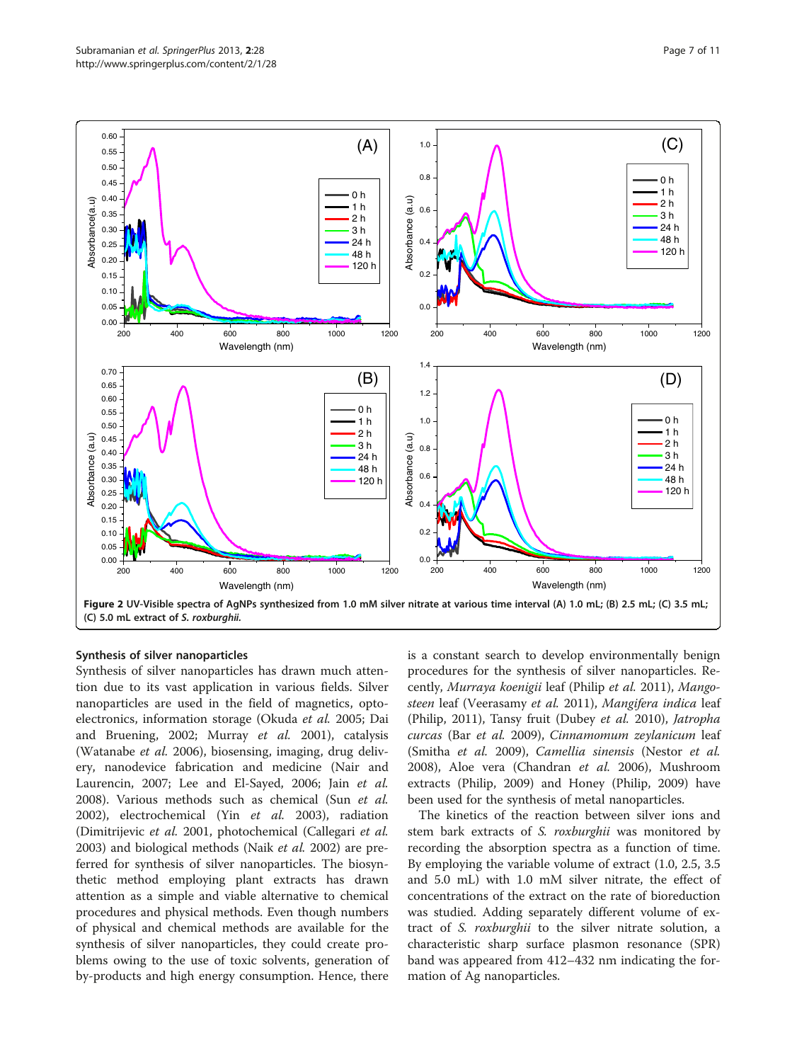**Figure 2 UV-Visible spectra of AgNPs synthesized from 1.0 mM silver nitrate at various time interval (A) 1.0 mL; (B) 2.5 mL; (C) 3.5 mL; (C) 5.0 mL extract of *S. roxburghii*.**

### Synthesis of silver nanoparticles

Synthesis of silver nanoparticles has drawn much attention due to its vast application in various fields. Silver nanoparticles are used in the field of magnetics, optoelectronics, information storage (Okuda *et al.* 2005; Dai and Bruening, 2002; Murray *et al.* 2001), catalysis (Watanabe *et al.* 2006), biosensing, imaging, drug delivery, nanodevice fabrication and medicine (Nair and Laurencin, 2007; Lee and El-Sayed, 2006; Jain *et al.* 2008). Various methods such as chemical (Sun *et al.* 2002), electrochemical (Yin *et al.* 2003), radiation (Dimitrijevic *et al.* 2001, photochemical (Callegari *et al.* 2003) and biological methods (Naik *et al.* 2002) are preferred for synthesis of silver nanoparticles. The biosynthetic method employing plant extracts has drawn attention as a simple and viable alternative to chemical procedures and physical methods. Even though numbers of physical and chemical methods are available for the synthesis of silver nanoparticles, they could create problems owing to the use of toxic solvents, generation of by-products and high energy consumption. Hence, there is a constant search to develop environmentally benign procedures for the synthesis of silver nanoparticles. Recently, *Murraya koenigii* leaf (Philip *et al.* 2011), *Mangosteen* leaf (Veerasamy *et al.* 2011), *Mangifera indica* leaf (Philip, 2011), Tansy fruit (Dubey *et al.* 2010), *Jatropha curcas* (Bar *et al.* 2009), *Cinnamomum zeylanicum* leaf (Smitha *et al.* 2009), *Camellia sinensis* (Nestor *et al.* 2008), Aloe vera (Chandran *et al.* 2006), Mushroom extracts (Philip, 2009) and Honey (Philip, 2009) have been used for the synthesis of metal nanoparticles.

The kinetics of the reaction between silver ions and stem bark extracts of *S. roxburghii* was monitored by recording the absorption spectra as a function of time. By employing the variable volume of extract (1.0, 2.5, 3.5 and 5.0 mL) with 1.0 mM silver nitrate, the effect of concentrations of the extract on the rate of bioreduction was studied. Adding separately different volume of extract of *S. roxburghii* to the silver nitrate solution, a characteristic sharp surface plasmon resonance (SPR) band was appeared from 412–432 nm indicating the formation of Ag nanoparticles.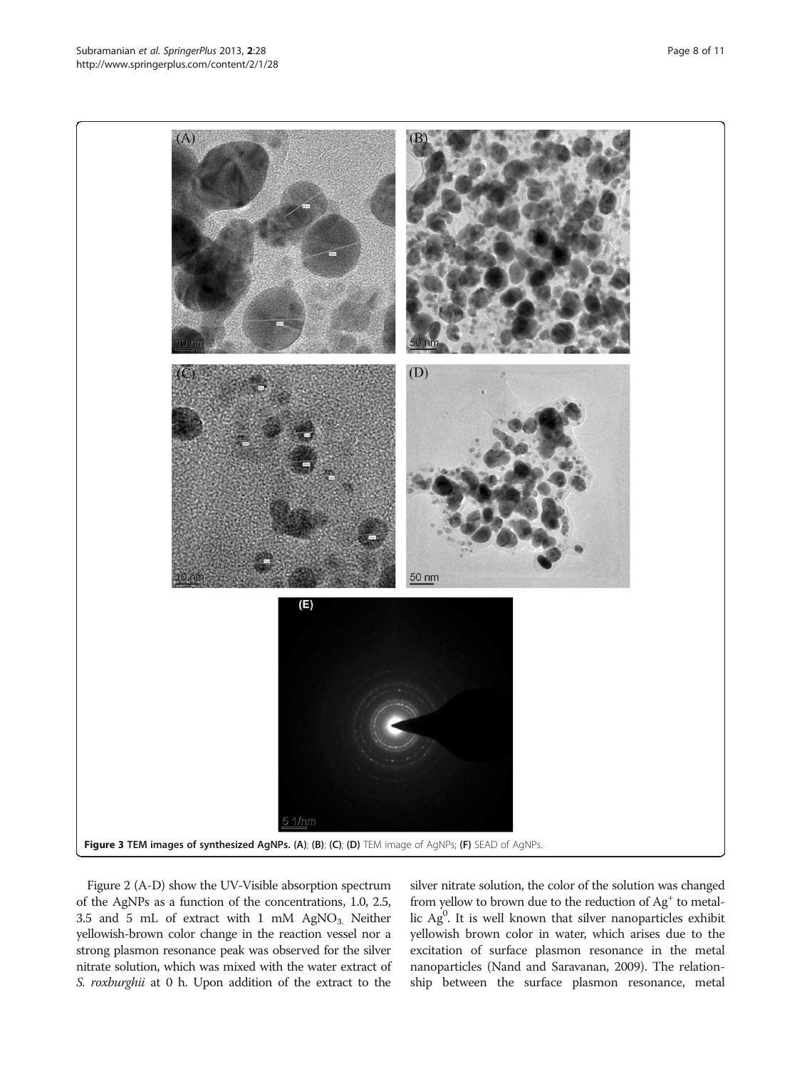**Figure 3 TEM images of synthesized AgNPs. (A)**; **(B)**; **(C)**; **(D)** TEM image of AgNPs; **(F)** SEAD of AgNPs.

Figure 2 (A-D) show the UV-Visible absorption spectrum of the AgNPs as a function of the concentrations, 1.0, 2.5, 3.5 and 5 mL of extract with 1 mM $AgNO_3$. Neither yellowish-brown color change in the reaction vessel nor a strong plasmon resonance peak was observed for the silver nitrate solution, which was mixed with the water extract of *S. roxburghii* at 0 h. Upon addition of the extract to the silver nitrate solution, the color of the solution was changed from yellow to brown due to the reduction of $Ag^+$ to metallic $Ag^0$. It is well known that silver nanoparticles exhibit yellowish brown color in water, which arises due to the excitation of surface plasmon resonance in the metal nanoparticles (Nand and Saravanan, 2009). The relationship between the surface plasmon resonance, metal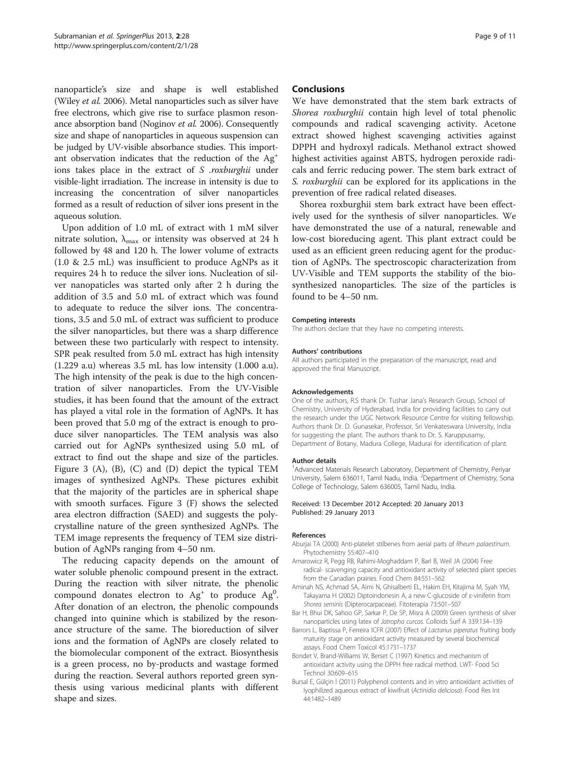nanoparticle's size and shape is well established (Wiley *et al.* 2006). Metal nanoparticles such as silver have free electrons, which give rise to surface plasmon resonance absorption band (Noginov *et al.* 2006). Consequently size and shape of nanoparticles in aqueous suspension can be judged by UV-visible absorbance studies. This important observation indicates that the reduction of the $Ag^{+}$ ions takes place in the extract of *S .roxburghii* under visible-light irradiation. The increase in intensity is due to increasing the concentration of silver nanoparticles formed as a result of reduction of silver ions present in the aqueous solution.

Upon addition of 1.0 mL of extract with 1 mM silver nitrate solution, $\lambda_{max}$ or intensity was observed at 24 h followed by 48 and 120 h. The lower volume of extracts (1.0 & 2.5 mL) was insufficient to produce AgNPs as it requires 24 h to reduce the silver ions. Nucleation of silver nanopaticles was started only after 2 h during the addition of 3.5 and 5.0 mL of extract which was found to adequate to reduce the silver ions. The concentrations, 3.5 and 5.0 mL of extract was sufficient to produce the silver nanoparticles, but there was a sharp difference between these two particularly with respect to intensity. SPR peak resulted from 5.0 mL extract has high intensity (1.229 a.u) whereas 3.5 mL has low intensity (1.000 a.u). The high intensity of the peak is due to the high concentration of silver nanoparticles. From the UV-Visible studies, it has been found that the amount of the extract has played a vital role in the formation of AgNPs. It has been proved that 5.0 mg of the extract is enough to produce silver nanoparticles. The TEM analysis was also carried out for AgNPs synthesized using 5.0 mL of extract to find out the shape and size of the particles. Figure 3 (A), (B), (C) and (D) depict the typical TEM images of synthesized AgNPs. These pictures exhibit that the majority of the particles are in spherical shape with smooth surfaces. Figure 3 (F) shows the selected area electron diffraction (SAED) and suggests the polycrystalline nature of the green synthesized AgNPs. The TEM image represents the frequency of TEM size distribution of AgNPs ranging from 4–50 nm.

The reducing capacity depends on the amount of water soluble phenolic compound present in the extract. During the reaction with silver nitrate, the phenolic compound donates electron to $Ag^{+}$ to produce $Ag^{0}$. After donation of an electron, the phenolic compounds changed into quinine which is stabilized by the resonance structure of the same. The bioreduction of silver ions and the formation of AgNPs are closely related to the biomolecular component of the extract. Biosynthesis is a green process, no by-products and wastage formed during the reaction. Several authors reported green synthesis using various medicinal plants with different shape and sizes.

## Conclusions

We have demonstrated that the stem bark extracts of *Shorea roxburghii* contain high level of total phenolic compounds and radical scavenging activity. Acetone extract showed highest scavenging activities against DPPH and hydroxyl radicals. Methanol extract showed highest activities against ABTS, hydrogen peroxide radicals and ferric reducing power. The stem bark extract of *S. roxburghii* can be explored for its applications in the prevention of free radical related diseases.

Shorea roxburghii stem bark extract have been effectively used for the synthesis of silver nanoparticles. We have demonstrated the use of a natural, renewable and low-cost bioreducing agent. This plant extract could be used as an efficient green reducing agent for the production of AgNPs. The spectroscopic characterization from UV-Visible and TEM supports the stability of the biosynthesized nanoparticles. The size of the particles is found to be 4–50 nm.

#### Competing interests

The authors declare that they have no competing interests.

#### Authors' contributions

All authors participated in the preparation of the manuscript, read and approved the final Manuscript.

#### Acknowledgements

One of the authors, R.S thank Dr. Tushar Jana's Research Group, School of Chemistry, University of Hyderabad, India for providing facilities to carry out the research under the UGC Network Resource Centre for visiting fellowship. Authors thank Dr. D. Gunasekar, Professor, Sri Venkateswara University, India for suggesting the plant. The authors thank to Dr. S. Karuppusamy, Department of Botany, Madura College, Madurai for identification of plant.

#### Author details

[1]Advanced Materials Research Laboratory, Department of Chemistry, Periyar University, Salem 636011, Tamil Nadu, India. [2]Department of Chemistry, Sona College of Technology, Salem 636005, Tamil Nadu, India.

Received: 13 December 2012 Accepted: 20 January 2013
Published: 29 January 2013

#### References

Aburjai TA (2000) Anti-platelet stilbenes from aerial parts of *Rheum palaestinum*. Phytochemistry 55:407–410

Amarowicz R, Pegg RB, Rahimi-Moghaddam P, Barl B, Weil JA (2004) Free radical- scavenging capacity and antioxidant activity of selected plant species from the Canadian prairies. Food Chem 84:551–562

Aminah NS, Achmad SA, Aimi N, Ghisalberti EL, Hakim EH, Kitajima M, Syah YM, Takayama H (2002) Diptoindonesin A, a new C-glucoside of ε-viniferin from *Shorea seminis* (Dipterocarpaceae). Fitoterapia 73:501–507

Bar H, Bhui DK, Sahoo GP, Sarkar P, De SP, Misra A (2009) Green synthesis of silver nanoparticles using latex of *Jatropha curcas*. Colloids Surf A 339:134–139

Barrors L, Baptissa P, Ferreira ICFR (2007) Effect of *Lactarius piperatus* fruiting body maturity stage on antioxidant activity measured by several biochemical assays. Food Chem Toxicol 45:1731–1737

Bondet V, Brand-Williams W, Berset C (1997) Kinetics and mechanism of antioxidant activity using the DPPH free radical method. LWT- Food Sci Technol 30:609–615

Bursal E, Gülçin İ (2011) Polyphenol contents and in vitro antioxidant activities of lyophilized aqueous extract of kiwifruit (*Actinidia deliciosa*). Food Res Int 44:1482–1489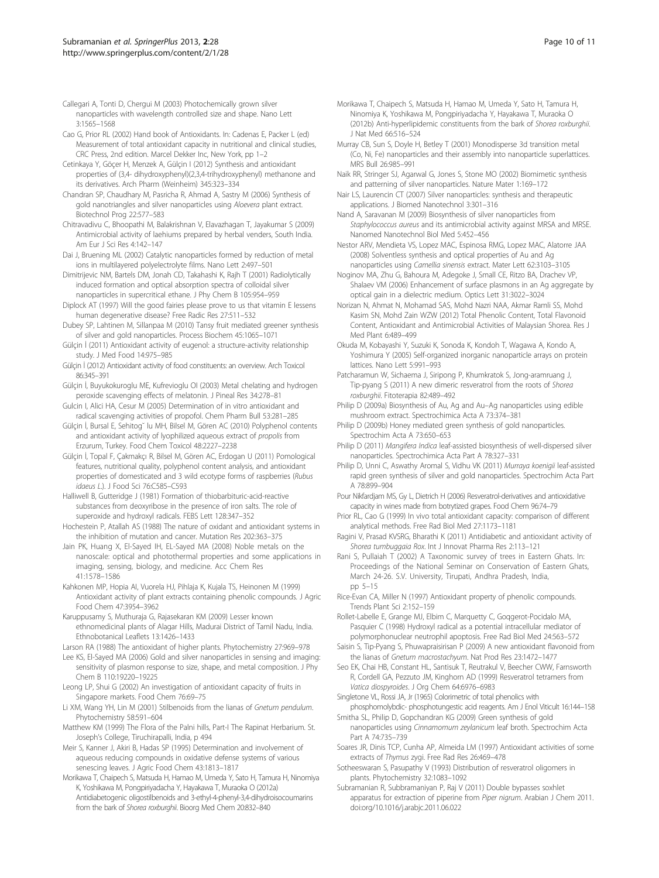Callegari A, Tonti D, Chergui M (2003) Photochemically grown silver nanoparticles with wavelength controlled size and shape. Nano Lett 3:1565–1568

Cao G, Prior RL (2002) Hand book of Antioxidants. In: Cadenas E, Packer L (ed) Measurement of total antioxidant capacity in nutritional and clinical studies, CRC Press, 2nd edition. Marcel Dekker Inc, New York, pp 1–2

Cetinkaya Y, Göçer H, Menzek A, Gülçin I (2012) Synthesis and antioxidant properties of (3,4- dihydroxyphenyl)(2,3,4-trihydroxyphenyl) methanone and its derivatives. Arch Pharm (Weinheim) 345:323–334

Chandran SP, Chaudhary M, Pasricha R, Ahmad A, Sastry M (2006) Synthesis of gold nanotriangles and silver nanoparticles using *Aloevera* plant extract. Biotechnol Prog 22:577–583

Chitravadivu C, Bhoopathi M, Balakrishnan V, Elavazhagan T, Jayakumar S (2009) Antimicrobial activity of laehiums prepared by herbal venders, South India. Am Eur J Sci Res 4:142–147

Dai J, Bruening ML (2002) Catalytic nanoparticles formed by reduction of metal ions in multilayered polyelectrolyte films. Nano Lett 2:497–501

Dimitrijevic NM, Bartels DM, Jonah CD, Takahashi K, Rajh T (2001) Radiolytically induced formation and optical absorption spectra of colloidal silver nanoparticles in supercritical ethane. J Phy Chem B 105:954–959

Diplock AT (1997) Will the good fairies please prove to us that vitamin E lessens human degenerative disease? Free Radic Res 27:511–532

Dubey SP, Lahtinen M, Sillanpaa M (2010) Tansy fruit mediated greener synthesis of silver and gold nanoparticles. Process Biochem 45:1065–1071

Gülçin İ (2011) Antioxidant activity of eugenol: a structure-activity relationship study. J Med Food 14:975–985

Gülçin İ (2012) Antioxidant activity of food constituents: an overview. Arch Toxicol 86:345–391

Gülçin İ, Buyukokuroglu ME, Kufrevioglu OI (2003) Metal chelating and hydrogen peroxide scavenging effects of melatonin. J Pineal Res 34:278–81

Gulcin I, Alici HA, Cesur M (2005) Determination of in vitro antioxidant and radical scavenging activities of propofol. Chem Pharm Bull 53:281–285

Gülçin İ, Bursal E, Sehitog˘ lu MH, Bilsel M, Gören AC (2010) Polyphenol contents and antioxidant activity of lyophilized aqueous extract of *propolis* from Erzurum, Turkey. Food Chem Toxicol 48:2227–2238

Gülçin İ, Topal F, Çakmakçı R, Bilsel M, Gören AC, Erdogan U (2011) Pomological features, nutritional quality, polyphenol content analysis, and antioxidant properties of domesticated and 3 wild ecotype forms of raspberries (*Rubus idaeus L.*). J Food Sci 76:C585–C593

Halliwell B, Gutteridge J (1981) Formation of thiobarbituric-acid-reactive substances from deoxyribose in the presence of iron salts. The role of superoxide and hydroxyl radicals. FEBS Lett 128:347–352

Hochestein P, Atallah AS (1988) The nature of oxidant and antioxidant systems in the inhibition of mutation and cancer. Mutation Res 202:363–375

Jain PK, Huang X, El-Sayed IH, EL-Sayed MA (2008) Noble metals on the nanoscale: optical and photothermal properties and some applications in imaging, sensing, biology, and medicine. Acc Chem Res 41:1578–1586

Kahkonen MP, Hopia AI, Vuorela HJ, Pihlaja K, Kujala TS, Heinonen M (1999) Antioxidant activity of plant extracts containing phenolic compounds. J Agric Food Chem 47:3954–3962

Karuppusamy S, Muthuraja G, Rajasekaran KM (2009) Lesser known ethnomedicinal plants of Alagar Hills, Madurai District of Tamil Nadu, India. Ethnobotanical Leaflets 13:1426–1433

Larson RA (1988) The antioxidant of higher plants. Phytochemistry 27:969–978

Lee KS, El-Sayed MA (2006) Gold and silver nanoparticles in sensing and imaging: sensitivity of plasmon response to size, shape, and metal composition. J Phy Chem B 110:19220–19225

Leong LP, Shui G (2002) An investigation of antioxidant capacity of fruits in Singapore markets. Food Chem 76:69–75

Li XM, Wang YH, Lin M (2001) Stilbenoids from the lianas of *Gnetum pendulum*. Phytochemistry 58:591–604

Matthew KM (1999) The Flora of the Palni hills, Part-I The Rapinat Herbarium. St. Joseph's College, Tiruchirapalli, India, p 494

Meir S, Kanner J, Akiri B, Hadas SP (1995) Determination and involvement of aqueous reducing compounds in oxidative defense systems of various senescing leaves. J Agric Food Chem 43:1813–1817

Morikawa T, Chaipech S, Matsuda H, Hamao M, Umeda Y, Sato H, Tamura H, Ninomiya K, Yoshikawa M, Pongpiriyadacha Y, Hayakawa T, Muraoka O (2012a) Antidiabetogenic oligostilbenoids and 3-ethyl-4-phenyl-3,4-dihydroisocoumarins from the bark of *Shorea roxburghii*. Bioorg Med Chem 20:832–840

Morikawa T, Chaipech S, Matsuda H, Hamao M, Umeda Y, Sato H, Tamura H, Ninomiya K, Yoshikawa M, Pongpiriyadacha Y, Hayakawa T, Muraoka O (2012b) Anti-hyperlipidemic constituents from the bark of *Shorea roxburghii*. J Nat Med 66:516–524

Murray CB, Sun S, Doyle H, Betley T (2001) Monodisperse 3d transition metal (Co, Ni, Fe) nanoparticles and their assembly into nanoparticle superlattices. MRS Bull 26:985–991

Naik RR, Stringer SJ, Agarwal G, Jones S, Stone MO (2002) Biomimetic synthesis and patterning of silver nanoparticles. Nature Mater 1:169–172

Nair LS, Laurencin CT (2007) Silver nanoparticles: synthesis and therapeutic applications. J Biomed Nanotechnol 3:301–316

Nand A, Saravanan M (2009) Biosynthesis of silver nanoparticles from *Staphylococcus aureus* and its antimicrobial activity against MRSA and MRSE. Nanomed Nanotechnol Biol Med 5:452–456

Nestor ARV, Mendieta VS, Lopez MAC, Espinosa RMG, Lopez MAC, Alatorre JAA (2008) Solventless synthesis and optical properties of Au and Ag nanoparticles using *Camellia sinensis* extract. Mater Lett 62:3103–3105

Noginov MA, Zhu G, Bahoura M, Adegoke J, Small CE, Ritzo BA, Drachev VP, Shalaev VM (2006) Enhancement of surface plasmons in an Ag aggregate by optical gain in a dielectric medium. Optics Lett 31:3022–3024

Norizan N, Ahmat N, Mohamad SAS, Mohd Nazri NAA, Akmar Ramli SS, Mohd Kasim SN, Mohd Zain WZW (2012) Total Phenolic Content, Total Flavonoid Content, Antioxidant and Antimicrobial Activities of Malaysian Shorea. Res J Med Plant 6:489–499

Okuda M, Kobayashi Y, Suzuki K, Sonoda K, Kondoh T, Wagawa A, Kondo A, Yoshimura Y (2005) Self-organized inorganic nanoparticle arrays on protein lattices. Nano Lett 5:991–993

Patcharamun W, Sichaema J, Siripong P, Khumkratok S, Jong-aramruang J, Tip-pyang S (2011) A new dimeric resveratrol from the roots of *Shorea roxburghii*. Fitoterapia 82:489–492

Philip D (2009a) Biosynthesis of Au, Ag and Au–Ag nanoparticles using edible mushroom extract. Spectrochimica Acta A 73:374–381

Philip D (2009b) Honey mediated green synthesis of gold nanoparticles. Spectrochim Acta A 73:650–653

Philip D (2011) *Mangifera Indica* leaf-assisted biosynthesis of well-dispersed silver nanoparticles. Spectrochimica Acta Part A 78:327–331

Philip D, Unni C, Aswathy Aromal S, Vidhu VK (2011) *Murraya koenigii* leaf-assisted rapid green synthesis of silver and gold nanoparticles. Spectrochim Acta Part A 78:899–904

Pour Nikfardjam MS, Gy L, Dietrich H (2006) Resveratrol-derivatives and antioxidative capacity in wines made from botrytized grapes. Food Chem 96:74–79

Prior RL, Cao G (1999) In vivo total antioxidant capacity: comparison of different analytical methods. Free Rad Biol Med 27:1173–1181

Ragini V, Prasad KVSRG, Bharathi K (2011) Antidiabetic and antioxidant activity of *Shorea tumbuggaia Rox*. Int J Innovat Pharma Res 2:113–121

Rani S, Pullaiah T (2002) A Taxonomic survey of trees in Eastern Ghats. In: Proceedings of the National Seminar on Conservation of Eastern Ghats, March 24-26. S.V. University, Tirupati, Andhra Pradesh, India, pp 5–15

Rice-Evan CA, Miller N (1997) Antioxidant property of phenolic compounds. Trends Plant Sci 2:152–159

Rollet-Labelle E, Grange MJ, Elbim C, Marquetty C, Goqgerot-Pocidalo MA, Pasquier C (1998) Hydroxyl radical as a potential intracellular mediator of polymorphonuclear neutrophil apoptosis. Free Rad Biol Med 24:563–572

Saisin S, Tip-Pyang S, Phuwapraisirisan P (2009) A new antioxidant flavonoid from the lianas of *Gnetum macrostachyum*. Nat Prod Res 23:1472–1477

Seo EK, Chai HB, Constant HL, Santisuk T, Reutrakul V, Beecher CWW, Farnsworth R, Cordell GA, Pezzuto JM, Kinghorn AD (1999) Resveratrol tetramers from *Vatica diospyroides*. J Org Chem 64:6976–6983

Singletone VL, Rossi JA, Jr (1965) Colorimetric of total phenolics with phosphomolybdic- phosphotungestic acid reagents. Am J Enol Viticult 16:144–158

Smitha SL, Philip D, Gopchandran KG (2009) Green synthesis of gold nanoparticles using *Cinnamomum zeylanicum* leaf broth. Spectrochim Acta Part A 74:735–739

Soares JR, Dinis TCP, Cunha AP, Almeida LM (1997) Antioxidant activities of some extracts of *Thymus* zygi. Free Rad Res 26:469–478

Sotheeswaran S, Pasupathy V (1993) Distribution of resveratrol oligomers in plants. Phytochemistry 32:1083–1092

Subramanian R, Subbramaniyan P, Raj V (2011) Double bypasses soxhlet apparatus for extraction of piperine from *Piper nigrum*. Arabian J Chem 2011. doi:org/10.1016/j.arabjc.2011.06.022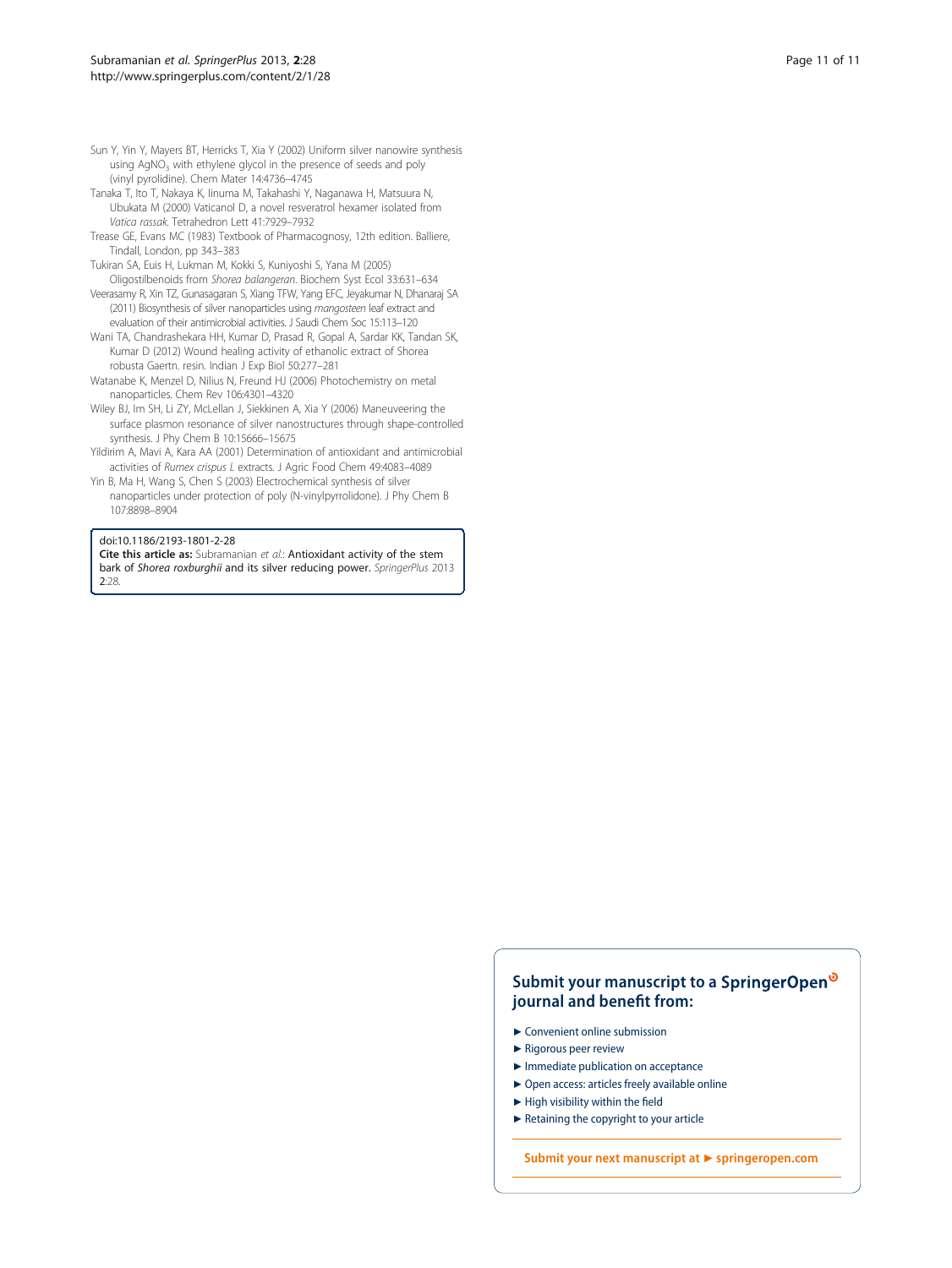Sun Y, Yin Y, Mayers BT, Herricks T, Xia Y (2002) Uniform silver nanowire synthesis using $AgNO_3$ with ethylene glycol in the presence of seeds and poly (vinyl pyrolidine). Chem Mater 14:4736–4745

Tanaka T, Ito T, Nakaya K, Iinuma M, Takahashi Y, Naganawa H, Matsuura N, Ubukata M (2000) Vaticanol D, a novel resveratrol hexamer isolated from *Vatica rassak*. Tetrahedron Lett 41:7929–7932

Trease GE, Evans MC (1983) Textbook of Pharmacognosy, 12th edition. Balliere, Tindall, London, pp 343–383

Tukiran SA, Euis H, Lukman M, Kokki S, Kuniyoshi S, Yana M (2005) Oligostilbenoids from *Shorea balangeran*. Biochem Syst Ecol 33:631–634

Veerasamy R, Xin TZ, Gunasagaran S, Xiang TFW, Yang EFC, Jeyakumar N, Dhanaraj SA (2011) Biosynthesis of silver nanoparticles using *mangosteen* leaf extract and evaluation of their antimicrobial activities. J Saudi Chem Soc 15:113–120

Wani TA, Chandrashekara HH, Kumar D, Prasad R, Gopal A, Sardar KK, Tandan SK, Kumar D (2012) Wound healing activity of ethanolic extract of Shorea robusta Gaertn. resin. Indian J Exp Biol 50:277–281

Watanabe K, Menzel D, Nilius N, Freund HJ (2006) Photochemistry on metal nanoparticles. Chem Rev 106:4301–4320

Wiley BJ, Im SH, Li ZY, McLellan J, Siekkinen A, Xia Y (2006) Maneuveering the surface plasmon resonance of silver nanostructures through shape-controlled synthesis. J Phy Chem B 10:15666–15675

Yildirim A, Mavi A, Kara AA (2001) Determination of antioxidant and antimicrobial activities of *Rumex crispus L* extracts. J Agric Food Chem 49:4083–4089

Yin B, Ma H, Wang S, Chen S (2003) Electrochemical synthesis of silver nanoparticles under protection of poly (N-vinylpyrrolidone). J Phy Chem B 107:8898–8904

doi:10.1186/2193-1801-2-28

**Cite this article as:** Subramanian *et al.*: **Antioxidant activity of the stem bark of *Shorea roxburghii* and its silver reducing power.** *SpringerPlus* 2013 **2**:28.

**Submit your manuscript to a SpringerOpen journal and benefit from:**

- ► Convenient online submission
- ► Rigorous peer review
- ► Immediate publication on acceptance
- ► Open access: articles freely available online
- ► High visibility within the field
- ► Retaining the copyright to your article

**Submit your next manuscript at ► springeropen.com**